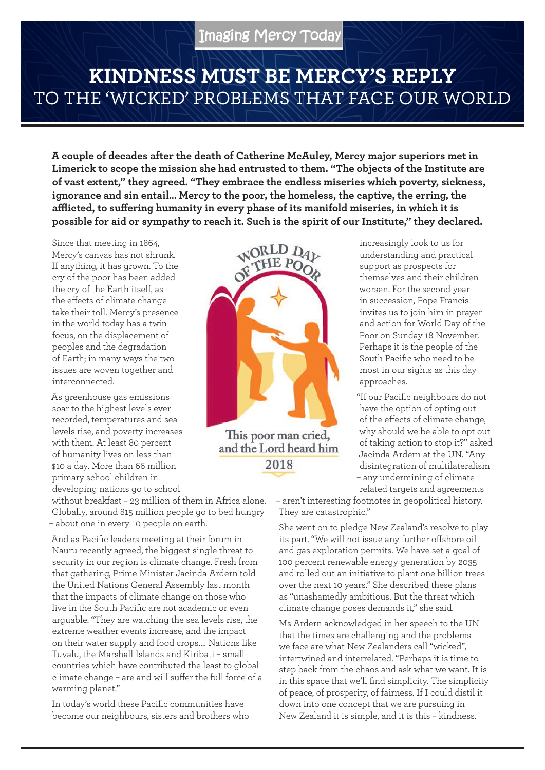Imaging Mercy Today

# KINDNESS MUST BE MERCY'S REPLY TO THE 'WICKED' PROBLEMS THAT FACE OUR WORLD

**A couple of decades after the death of Catherine McAuley, Mercy major superiors met in Limerick to scope the mission she had entrusted to them. "The objects of the Institute are of vast extent," they agreed. "They embrace the endless miseries which poverty, sickness, ignorance and sin entail… Mercy to the poor, the homeless, the captive, the erring, the afflicted, to suffering humanity in every phase of its manifold miseries, in which it is possible for aid or sympathy to reach it. Such is the spirit of our Institute," they declared.**

Since that meeting in 1864, Mercy's canvas has not shrunk. If anything, it has grown. To the cry of the poor has been added the cry of the Earth itself, as the effects of climate change take their toll. Mercy's presence in the world today has a twin focus, on the displacement of peoples and the degradation of Earth; in many ways the two issues are woven together and interconnected.

As greenhouse gas emissions soar to the highest levels ever recorded, temperatures and sea levels rise, and poverty increases with them. At least 80 percent of humanity lives on less than $10 a day. More than 66 million primary school children in developing nations go to school without breakfast – 23 million of them in Africa alone. Globally, around 815 million people go to bed hungry – about one in every 10 people on earth.

And as Pacific leaders meeting at their forum in Nauru recently agreed, the biggest single threat to security in our region is climate change. Fresh from that gathering, Prime Minister Jacinda Ardern told the United Nations General Assembly last month that the impacts of climate change on those who live in the South Pacific are not academic or even arguable. "They are watching the sea levels rise, the extreme weather events increase, and the impact on their water supply and food crops…. Nations like Tuvalu, the Marshall Islands and Kiribati – small countries which have contributed the least to global climate change – are and will suffer the full force of a warming planet."

In today's world these Pacific communities have become our neighbours, sisters and brothers who increasingly look to us for understanding and practical support as prospects for themselves and their children worsen. For the second year in succession, Pope Francis invites us to join him in prayer and action for World Day of the Poor on Sunday 18 November. Perhaps it is the people of the South Pacific who need to be most in our sights as this day approaches.

WORLD DAY OF THE POOR

This poor man cried, and the Lord heard him

2018

"If our Pacific neighbours do not have the option of opting out of the effects of climate change, why should we be able to opt out of taking action to stop it?" asked Jacinda Ardern at the UN. "Any disintegration of multilateralism – any undermining of climate related targets and agreements – aren't interesting footnotes in geopolitical history. They are catastrophic."

She went on to pledge New Zealand's resolve to play its part. "We will not issue any further offshore oil and gas exploration permits. We have set a goal of 100 percent renewable energy generation by 2035 and rolled out an initiative to plant one billion trees over the next 10 years." She described these plans as "unashamedly ambitious. But the threat which climate change poses demands it," she said.

Ms Ardern acknowledged in her speech to the UN that the times are challenging and the problems we face are what New Zealanders call "wicked", intertwined and interrelated. "Perhaps it is time to step back from the chaos and ask what we want. It is in this space that we'll find simplicity. The simplicity of peace, of prosperity, of fairness. If I could distil it down into one concept that we are pursuing in New Zealand it is simple, and it is this – kindness.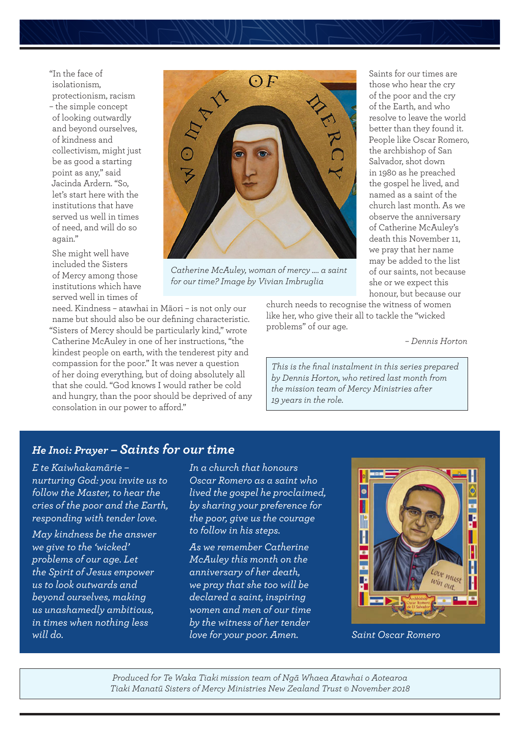"In the face of isolationism, protectionism, racism – the simple concept of looking outwardly and beyond ourselves, of kindness and collectivism, might just be as good a starting point as any," said Jacinda Ardern. "So, let's start here with the institutions that have served us well in times of need, and will do so again."

She might well have included the Sisters of Mercy among those institutions which have served well in times of need. Kindness – atawhai in Māori – is not only our name but should also be our defining characteristic. "Sisters of Mercy should be particularly kind," wrote Catherine McAuley in one of her instructions, "the kindest people on earth, with the tenderest pity and compassion for the poor." It was never a question of her doing everything, but of doing absolutely all that she could. "God knows I would rather be cold and hungry, than the poor should be deprived of any consolation in our power to afford."

*Catherine McAuley, woman of mercy .... a saint for our time? Image by Vivian Imbruglia*

Saints for our times are those who hear the cry of the poor and the cry of the Earth, and who resolve to leave the world better than they found it. People like Oscar Romero, the archbishop of San Salvador, shot down in 1980 as he preached the gospel he lived, and named as a saint of the church last month. As we observe the anniversary of Catherine McAuley's death this November 11, we pray that her name may be added to the list of our saints, not because she or we expect this honour, but because our church needs to recognise the witness of women like her, who give their all to tackle the "wicked problems" of our age.

*– Dennis Horton*

*This is the final instalment in this series prepared by Dennis Horton, who retired last month from the mission team of Mercy Ministries after 19 years in the role.*

## *He Inoi: Prayer – Saints for our time*

*E te Kaiwhakamārie – nurturing God: you invite us to follow the Master, to hear the cries of the poor and the Earth, responding with tender love.*

*May kindness be the answer we give to the 'wicked' problems of our age. Let the Spirit of Jesus empower us to look outwards and beyond ourselves, making us unashamedly ambitious, in times when nothing less will do.*

*In a church that honours Oscar Romero as a saint who lived the gospel he proclaimed, by sharing your preference for the poor, give us the courage to follow in his steps.*

*As we remember Catherine McAuley this month on the anniversary of her death, we pray that she too will be declared a saint, inspiring women and men of our time by the witness of her tender love for your poor. Amen.*

*Saint Oscar Romero*

*Produced for Te Waka Tiaki mission team of Ngā Whaea Atawhai o Aotearoa Tiaki Manatū Sisters of Mercy Ministries New Zealand Trust © November 2018*